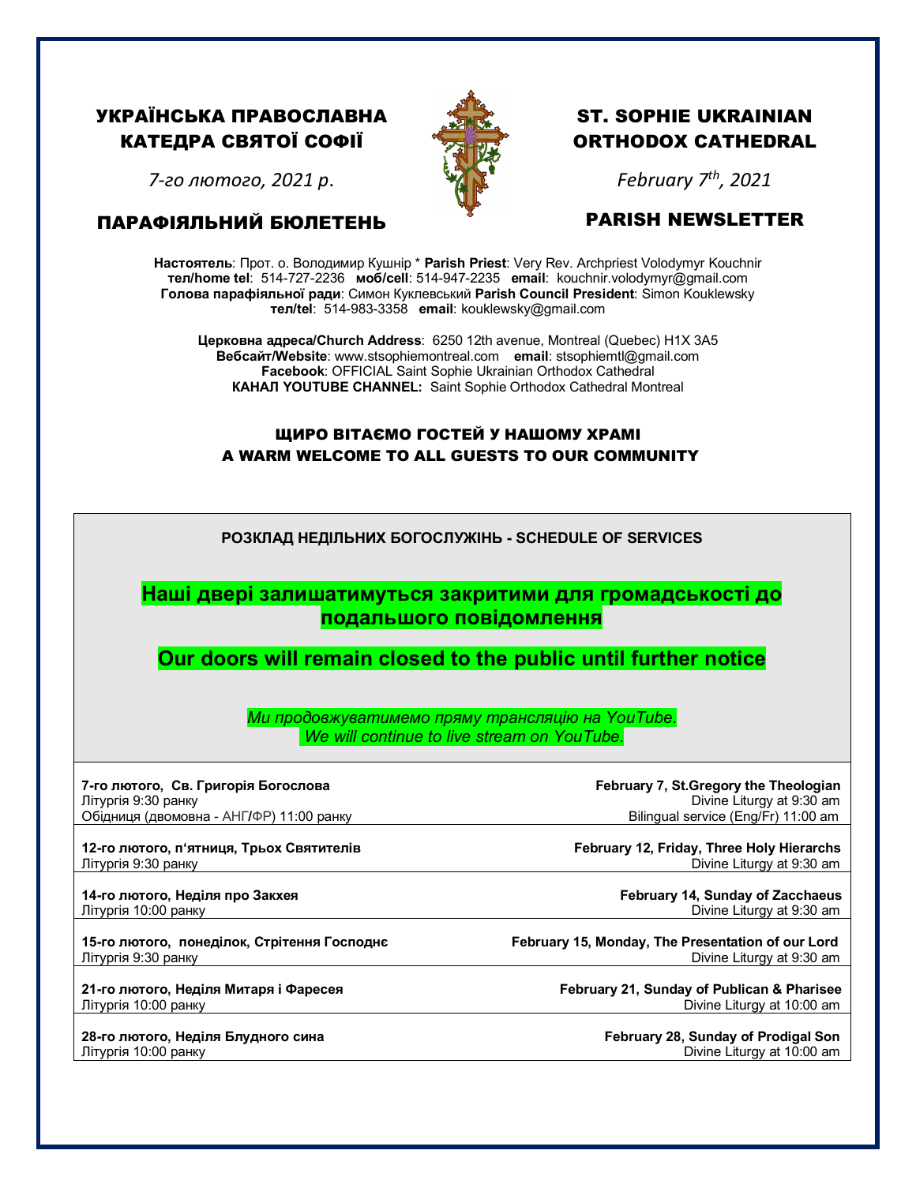# УКРАЇНСЬКА ПРАВОСЛАВНА КАТЕДРА СВЯТОЇ СОФІЇ

*7-го лютого, 2021 р.*

## ПАРАФІЯЛЬНИЙ БЮЛЕТЕНЬ

# ST. SOPHIE UKRAINIAN ORTHODOX CATHEDRAL

*February 7th, 2021*

## PARISH NEWSLETTER

**Настоятель**: Прот. о. Володимир Кушнір * **Parish Priest**: Very Rev. Archpriest Volodymyr Kouchnir
**тел/home tel**: 514-727-2236 **моб/cell**: 514-947-2235 **email**: kouchnir.volodymyr@gmail.com
**Голова парафіяльної ради**: Симон Куклевський **Parish Council President**: Simon Kouklewsky
**тел/tel**: 514-983-3358 **email**: kouklewsky@gmail.com

**Церковна адреса/Church Address**: 6250 12th avenue, Montreal (Quebec) H1X 3A5
**Вебсайт/Website**: www.stsophiemontreal.com **email**: stsophiemtl@gmail.com
**Facebook**: OFFICIAL Saint Sophie Ukrainian Orthodox Cathedral
**КАНАЛ YOUTUBE CHANNEL:** Saint Sophie Orthodox Cathedral Montreal

**ЩИРО ВІТАЄМО ГОСТЕЙ У НАШОМУ ХРАМІ**
**A WARM WELCOME TO ALL GUESTS TO OUR COMMUNITY**

### РОЗКЛАД НЕДІЛЬНИХ БОГОСЛУЖІНЬ - SCHEDULE OF SERVICES

**Наші двері залишатимуться закритими для громадськості до подальшого повідомлення**

**Our doors will remain closed to the public until further notice**

*Ми продовжуватимемо пряму трансляцію на YouTube.*
*We will continue to live stream on YouTube.*

| | |
|---|---|
| **7-го лютого, Св. Григорія Богослова**<br>Літургія 9:30 ранку<br>Обідниця (двомовна - АНГ/ФР) 11:00 ранку | **February 7, St.Gregory the Theologian**<br>Divine Liturgy at 9:30 am<br>Bilingual service (Eng/Fr) 11:00 am |
| **12-го лютого, п'ятниця, Трьох Святителів**<br>Літургія 9:30 ранку | **February 12, Friday, Three Holy Hierarchs**<br>Divine Liturgy at 9:30 am |
| **14-го лютого, Неділя про Закхея**<br>Літургія 10:00 ранку | **February 14, Sunday of Zacchaeus**<br>Divine Liturgy at 9:30 am |
| **15-го лютого, понеділок, Стрітення Господнє**<br>Літургія 9:30 ранку | **February 15, Monday, The Presentation of our Lord**<br>Divine Liturgy at 9:30 am |
| **21-го лютого, Неділя Митаря і Фаресея**<br>Літургія 10:00 ранку | **February 21, Sunday of Publican & Pharisee**<br>Divine Liturgy at 10:00 am |
| **28-го лютого, Неділя Блудного сина**<br>Літургія 10:00 ранку | **February 28, Sunday of Prodigal Son**<br>Divine Liturgy at 10:00 am |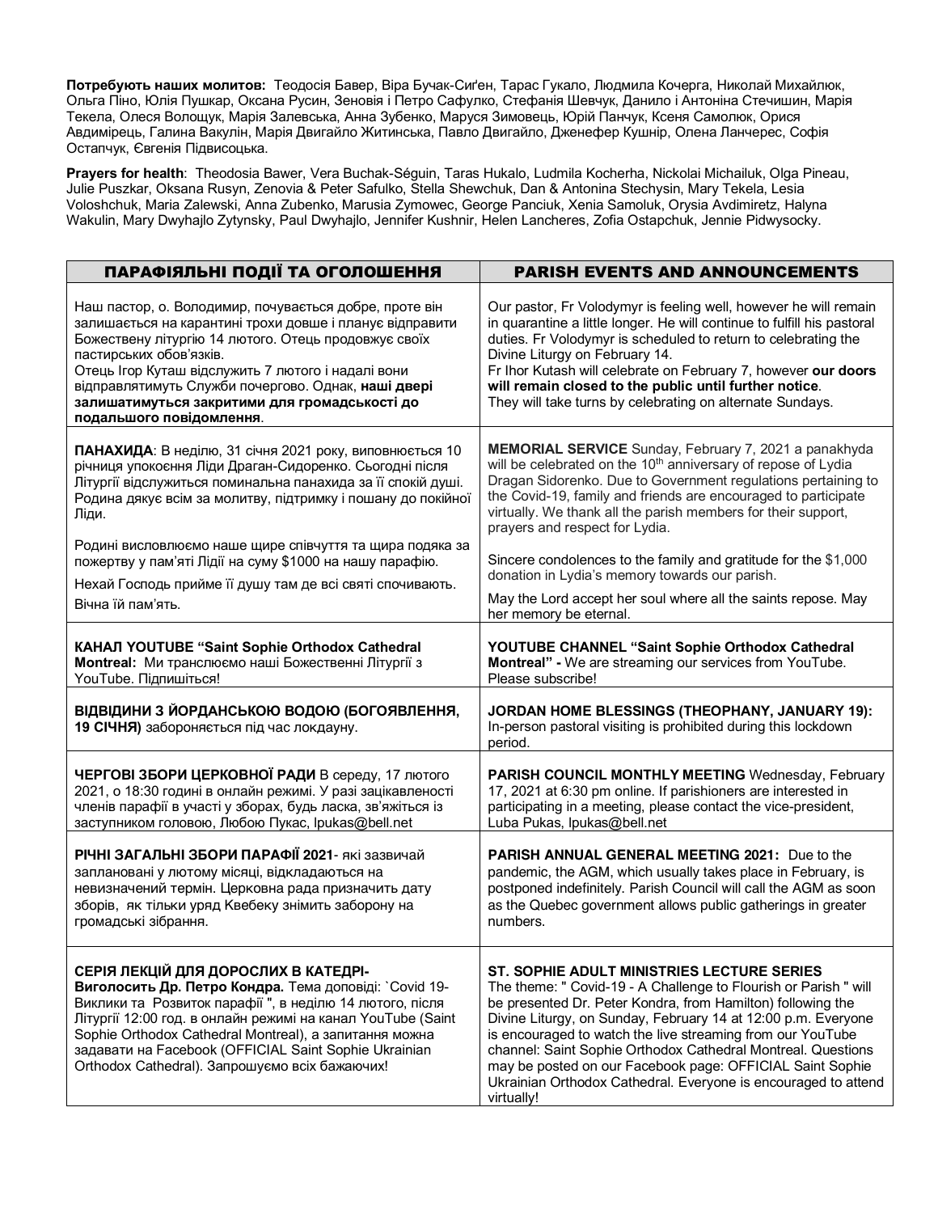**Потребують наших молитов:** Теодосія Бавер, Віра Бучак-Сиґен, Тарас Гукало, Людмила Кочерга, Николай Михайлюк, Ольга Піно, Юлія Пушкар, Оксана Русин, Зеновія і Петро Сафулко, Стефанія Шевчук, Данило і Антоніна Стечишин, Марія Текела, Олеся Волощук, Марія Залевська, Анна Зубенко, Маруся Зимовець, Юрій Панчук, Ксеня Самолюк, Орися Авдимірець, Галина Вакулін, Марія Двигайло Житинська, Павло Двигайло, Дженефер Кушнір, Олена Ланчерес, Софія Остапчук, Євгенія Підвисоцька.

**Prayers for health**: Theodosia Bawer, Vera Buchak-Séguin, Taras Hukalo, Ludmila Kocherha, Nickolai Michailuk, Olga Pineau, Julie Puszkar, Oksana Rusyn, Zenovia & Peter Safulko, Stella Shewchuk, Dan & Antonina Stechysin, Mary Tekela, Lesia Voloshchuk, Maria Zalewski, Anna Zubenko, Marusia Zymowec, George Panciuk, Xenia Samoluk, Orysia Avdimiretz, Halyna Wakulin, Mary Dwyhajlo Zytynsky, Paul Dwyhajlo, Jennifer Kushnir, Helen Lancheres, Zofia Ostapchuk, Jennie Pidwysocky.

| ПАРАФІЯЛЬНІ ПОДІЇ ТА ОГОЛОШЕННЯ | PARISH EVENTS AND ANNOUNCEMENTS |
|---|---|
| Наш пастор, о. Володимир, почувається добре, проте він залишається на карантині трохи довше і планує відправити Божественну літургію 14 лютого. Отець продовжує своїх пастирських обов'язків. Отець Ігор Куташ відслужить 7 лютого і надалі вони відправлятимуть Служби почергово. Однак, **наші двері залишатимуться закритими для громадськості до подальшого повідомлення**. | Our pastor, Fr Volodymyr is feeling well, however he will remain in quarantine a little longer. He will continue to fulfill his pastoral duties. Fr Volodymyr is scheduled to return to celebrating the Divine Liturgy on February 14. Fr Ihor Kutash will celebrate on February 7, however **our doors will remain closed to the public until further notice**. They will take turns by celebrating on alternate Sundays. |
| **ПАНАХИДА**: В неділю, 31 січня 2021 року, виповнюється 10 річниця упокоєння Ліди Драган-Сидоренко. Сьогодні після Літургії відслужиться поминальна панахида за її спокій душі. Родина дякує всім за молитву, підтримку і пошану до покійної Ліди.<br><br>Родині висловлюємо наше щире співчуття та щира подяка за пожертву у пам'яті Лідії на суму $1000 на нашу парафію.<br><br>Нехай Господь прийме її душу там де всі святі спочивають.<br><br>Вічна їй пам'ять. | **MEMORIAL SERVICE** Sunday, February 7, 2021 a panakhyda will be celebrated on the 10th anniversary of repose of Lydia Dragan Sidorenko. Due to Government regulations pertaining to the Covid-19, family and friends are encouraged to participate virtually. We thank all the parish members for their support, prayers and respect for Lydia.<br><br>Sincere condolences to the family and gratitude for the $1,000 donation in Lydia's memory towards our parish.<br><br>May the Lord accept her soul where all the saints repose. May her memory be eternal. |
| **КАНАЛ YOUTUBE "Saint Sophie Orthodox Cathedral Montreal:** Ми транслюємо наші Божественні Літургії з YouTube. Підпишіться! | **YOUTUBE CHANNEL "Saint Sophie Orthodox Cathedral Montreal" -** We are streaming our services from YouTube. Please subscribe! |
| **ВІДВІДИНИ З ЙОРДАНСЬКОЮ ВОДОЮ (БОГОЯВЛЕННЯ, 19 СІЧНЯ)** забороняється під час локдауну. | **JORDAN HOME BLESSINGS (THEOPHANY, JANUARY 19):** In-person pastoral visiting is prohibited during this lockdown period. |
| **ЧЕРГОВІ ЗБОРИ ЦЕРКОВНОЇ РАДИ** В середу, 17 лютого 2021, о 18:30 годині в онлайн режимі. У разі зацікавленості членів парафії в участі у зборах, будь ласка, зв'яжіться із заступником головою, Любою Пукас, lpukas@bell.net | **PARISH COUNCIL MONTHLY MEETING** Wednesday, February 17, 2021 at 6:30 pm online. If parishioners are interested in participating in a meeting, please contact the vice-president, Luba Pukas, lpukas@bell.net |
| **РІЧНІ ЗАГАЛЬНІ ЗБОРИ ПАРАФІЇ 2021**- які зазвичай заплановані у лютому місяці, відкладаються на невизначений термін. Церковна рада призначить дату зборів, як тільки уряд Квебеку знімить заборону на громадські зібрання. | **PARISH ANNUAL GENERAL MEETING 2021:** Due to the pandemic, the AGM, which usually takes place in February, is postponed indefinitely. Parish Council will call the AGM as soon as the Quebec government allows public gatherings in greater numbers. |
| **СЕРІЯ ЛЕКЦІЙ ДЛЯ ДОРОСЛИХ В КАТЕДРІ- Виголосить Др. Петро Кондра.** Тема доповіді: `Covid 19- Виклики та Розвиток парафії ", в неділю 14 лютого, після Літургії 12:00 год. в онлайн режимі на канал YouTube (Saint Sophie Orthodox Cathedral Montreal), а запитання можна задавати на Facebook (OFFICIAL Saint Sophie Ukrainian Orthodox Cathedral). Запрошуємо всіх бажаючих! | **ST. SOPHIE ADULT MINISTRIES LECTURE SERIES** The theme: " Covid-19 - A Challenge to Flourish or Parish " will be presented Dr. Peter Kondra, from Hamilton) following the Divine Liturgy, on Sunday, February 14 at 12:00 p.m. Everyone is encouraged to watch the live streaming from our YouTube channel: Saint Sophie Orthodox Cathedral Montreal. Questions may be posted on our Facebook page: OFFICIAL Saint Sophie Ukrainian Orthodox Cathedral. Everyone is encouraged to attend virtually! |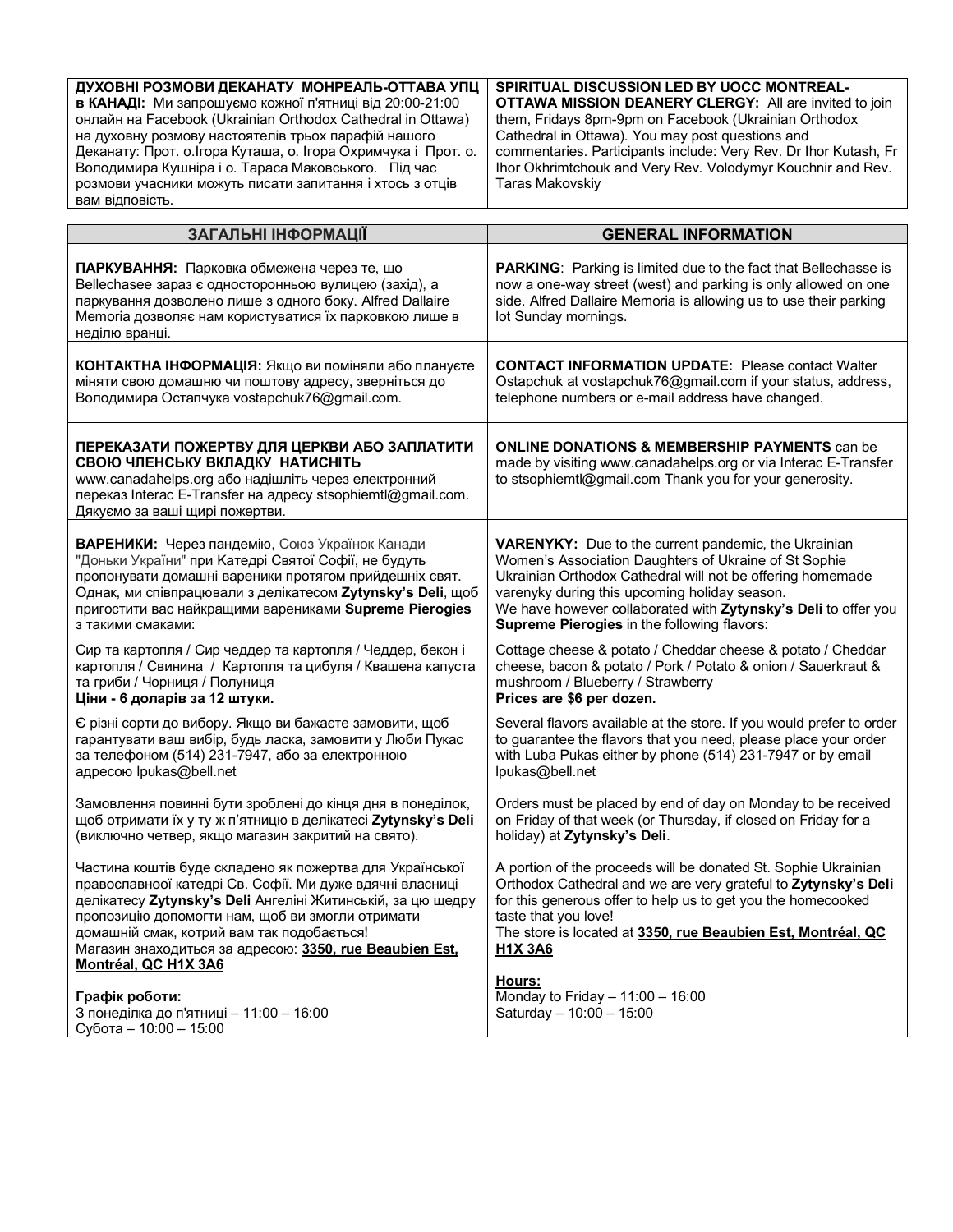| **ДУХОВНІ РОЗМОВИ ДЕКАНАТУ МОНРЕАЛЬ-ОТТАВА УПЦ в КАНАДІ:** Ми запрошуємо кожної п'ятниці від 20:00-21:00 онлайн на Facebook (Ukrainian Orthodox Cathedral in Ottawa) на духовну розмову настоятелів трьох парафій нашого Деканату: Прот. о.Ігора Куташа, о. Ігора Охримчука і Прот. о. Володимира Кушніра і о. Тараса Маковського. Під час розмови учасники можуть писати запитання і хтось з отців вам відповість. | **SPIRITUAL DISCUSSION LED BY UOCC MONTREAL-OTTAWA MISSION DEANERY CLERGY:** All are invited to join them, Fridays 8pm-9pm on Facebook (Ukrainian Orthodox Cathedral in Ottawa). You may post questions and commentaries. Participants include: Very Rev. Dr Ihor Kutash, Fr Ihor Okhrimtchouk and Very Rev. Volodymyr Kouchnir and Rev. Taras Makovskiy |
|---|---|

| ЗАГАЛЬНІ ІНФОРМАЦІЇ | GENERAL INFORMATION |
|---|---|
| **ПАРКУВАННЯ:** Парковка обмежена через те, що Bellechasee зараз є односторонньою вулицею (захід), а паркування дозволено лише з одного боку. Alfred Dallaire Memoria дозволяє нам користуватися їх парковкою лише в неділю вранці. | **PARKING**: Parking is limited due to the fact that Bellechasse is now a one-way street (west) and parking is only allowed on one side. Alfred Dallaire Memoria is allowing us to use their parking lot Sunday mornings. |
| **КОНТАКТНА ІНФОРМАЦІЯ:** Якщо ви поміняли або плануєте міняти свою домашню чи поштову адресу, зверніться до Володимира Остапчука vostapchuk76@gmail.com. | **CONTACT INFORMATION UPDATE:** Please contact Walter Ostapchuk at vostapchuk76@gmail.com if your status, address, telephone numbers or e-mail address have changed. |
| **ПЕРЕКАЗАТИ ПОЖЕРТВУ ДЛЯ ЦЕРКВИ АБО ЗАПЛАТИТИ СВОЮ ЧЛЕНСЬКУ ВКЛАДКУ НАТИСНІТЬ** www.canadahelps.org або надішліть через електронний переказ Interac E-Transfer на адресу stsophiemtl@gmail.com. Дякуємо за ваші щирі пожертви. | **ONLINE DONATIONS & MEMBERSHIP PAYMENTS** can be made by visiting www.canadahelps.org or via Interac E-Transfer to stsophiemtl@gmail.com Thank you for your generosity. |
| **ВАРЕНИКИ:** Через пандемію, Союз Українок Канади "Доньки України" при Катедрі Святої Софії, не будуть пропонувати домашні вареники протягом прийдешніх свят. Однак, ми співпрацювали з делікатесом **Zytynsky's Deli**, щоб пригостити вас найкращими варениками **Supreme Pierogies** з такими смаками:<br><br>Сир та картопля / Сир чеддер та картопля / Чеддер, бекон і картопля / Свинина / Картопля та цибуля / Квашена капуста та гриби / Чорниця / Полуниця<br>**Ціни - 6 доларів за 12 штуки.**<br><br>Є різні сорти до вибору. Якщо ви бажаєте замовити, щоб гарантувати ваш вибір, будь ласка, замовити у Люби Пукас за телефоном (514) 231-7947, або за електронною адресою lpukas@bell.net<br><br>Замовлення повинні бути зроблені до кінця дня в понеділок, щоб отримати їх у ту ж п'ятницю в делікатесі **Zytynsky's Deli** (виключно четвер, якщо магазин закритий на свято).<br><br>Частина коштів буде складено як пожертва для Української православної катедри Св. Софії. Ми дуже вдячні власниці делікатесу **Zytynsky's Deli** Ангеліні Житинській, за цю щедру пропозицію допомогти нам, щоб ви змогли отримати домашній смак, котрий вам так подобається!<br>Магазин знаходиться за адресою: **3350, rue Beaubien Est, Montréal, QC H1X 3A6**<br><br>**Графік роботи:**<br>З понеділка до п'ятниці – 11:00 – 16:00<br>Субота – 10:00 – 15:00 | **VARENYKY:** Due to the current pandemic, the Ukrainian Women's Association Daughters of Ukraine of St Sophie Ukrainian Orthodox Cathedral will not be offering homemade varenyky during this upcoming holiday season.<br>We have however collaborated with **Zytynsky's Deli** to offer you **Supreme Pierogies** in the following flavors:<br><br>Cottage cheese & potato / Cheddar cheese & potato / Cheddar cheese, bacon & potato / Pork / Potato & onion / Sauerkraut & mushroom / Blueberry / Strawberry<br>**Prices are $6 per dozen.**<br><br>Several flavors available at the store. If you would prefer to order to guarantee the flavors that you need, please place your order with Luba Pukas either by phone (514) 231-7947 or by email lpukas@bell.net<br><br>Orders must be placed by end of day on Monday to be received on Friday of that week (or Thursday, if closed on Friday for a holiday) at **Zytynsky's Deli**.<br><br>A portion of the proceeds will be donated St. Sophie Ukrainian Orthodox Cathedral and we are very grateful to **Zytynsky's Deli** for this generous offer to help us to get you the homecooked taste that you love!<br>The store is located at **3350, rue Beaubien Est, Montréal, QC H1X 3A6**<br><br>**Hours:**<br>Monday to Friday – 11:00 – 16:00<br>Saturday – 10:00 – 15:00 |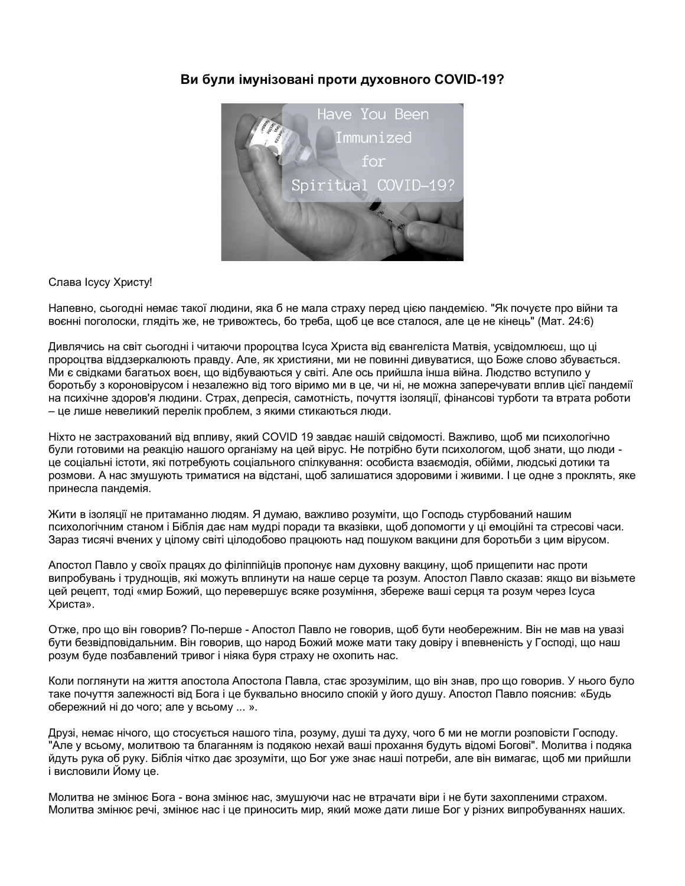## Ви були імунізовані проти духовного COVID-19?

Слава Ісусу Христу!

Напевно, сьогодні немає такої людини, яка б не мала страху перед цією пандемією. "Як почуєте про війни та воєнні поголоски, глядіть же, не тривожтесь, бо треба, щоб це все сталося, але це не кінець" (Мат. 24:6)

Дивлячись на світ сьогодні і читаючи пророцтва Ісуса Христа від євангеліста Матвія, усвідомлюєш, що ці пророцтва віддзеркалюють правду. Але, як християни, ми не повинні дивуватися, що Боже слово збувається. Ми є свідками багатьох воєн, що відбуваються у світі. Але ось прийшла інша війна. Людство вступило у боротьбу з короновірусом і незалежно від того віримо ми в це, чи ні, не можна заперечувати вплив цієї пандемії на психічне здоров'я людини. Страх, депресія, самотність, почуття ізоляції, фінансові турботи та втрата роботи – це лише невеликий перелік проблем, з якими стикаються люди.

Ніхто не застрахований від впливу, який COVID 19 завдає нашій свідомості. Важливо, щоб ми психологічно були готовими на реакцію нашого організму на цей вірус. Не потрібно бути психологом, щоб знати, що люди - це соціальні істоти, які потребують соціального спілкування: особиста взаємодія, обійми, людські дотики та розмови. А нас змушують триматися на відстані, щоб залишатися здоровими і живими. І це одне з проклять, яке принесла пандемія.

Жити в ізоляції не притаманно людям. Я думаю, важливо розуміти, що Господь стурбований нашим психологічним станом і Біблія дає нам мудрі поради та вказівки, щоб допомогти у ці емоційні та стресові часи. Зараз тисячі вчених у цілому світі цілодобово працюють над пошуком вакцини для боротьби з цим вірусом.

Апостол Павло у своїх працях до філіппійців пропонує нам духовну вакцину, щоб прищепити нас проти випробувань і труднощів, які можуть вплинути на наше серце та розум. Апостол Павло сказав: якщо ви візьмете цей рецепт, тоді «мир Божий, що перевершує всяке розуміння, збереже ваші серця та розум через Ісуса Христа».

Отже, про що він говорив? По-перше - Апостол Павло не говорив, щоб бути необережним. Він не мав на увазі бути безвідповідальним. Він говорив, що народ Божий може мати таку довіру і впевненість у Господі, що наш розум буде позбавлений тривог і ніяка буря страху не охопить нас.

Коли поглянути на життя апостола Апостола Павла, стає зрозумілим, що він знав, про що говорив. У нього було таке почуття залежності від Бога і це буквально вносило спокій у його душу. Апостол Павло пояснив: «Будь обережний ні до чого; але у всьому ... ».

Друзі, немає нічого, що стосується нашого тіла, розуму, душі та духу, чого б ми не могли розповісти Господу. "Але у всьому, молитвою та благанням із подякою нехай ваші прохання будуть відомі Богові". Молитва і подяка йдуть рука об руку. Біблія чітко дає зрозуміти, що Бог уже знає наші потреби, але він вимагає, щоб ми прийшли і висловили Йому це.

Молитва не змінює Бога - вона змінює нас, змушуючи нас не втрачати віри і не бути захопленими страхом. Молитва змінює речі, змінює нас і це приносить мир, який може дати лише Бог у різних випробуваннях наших.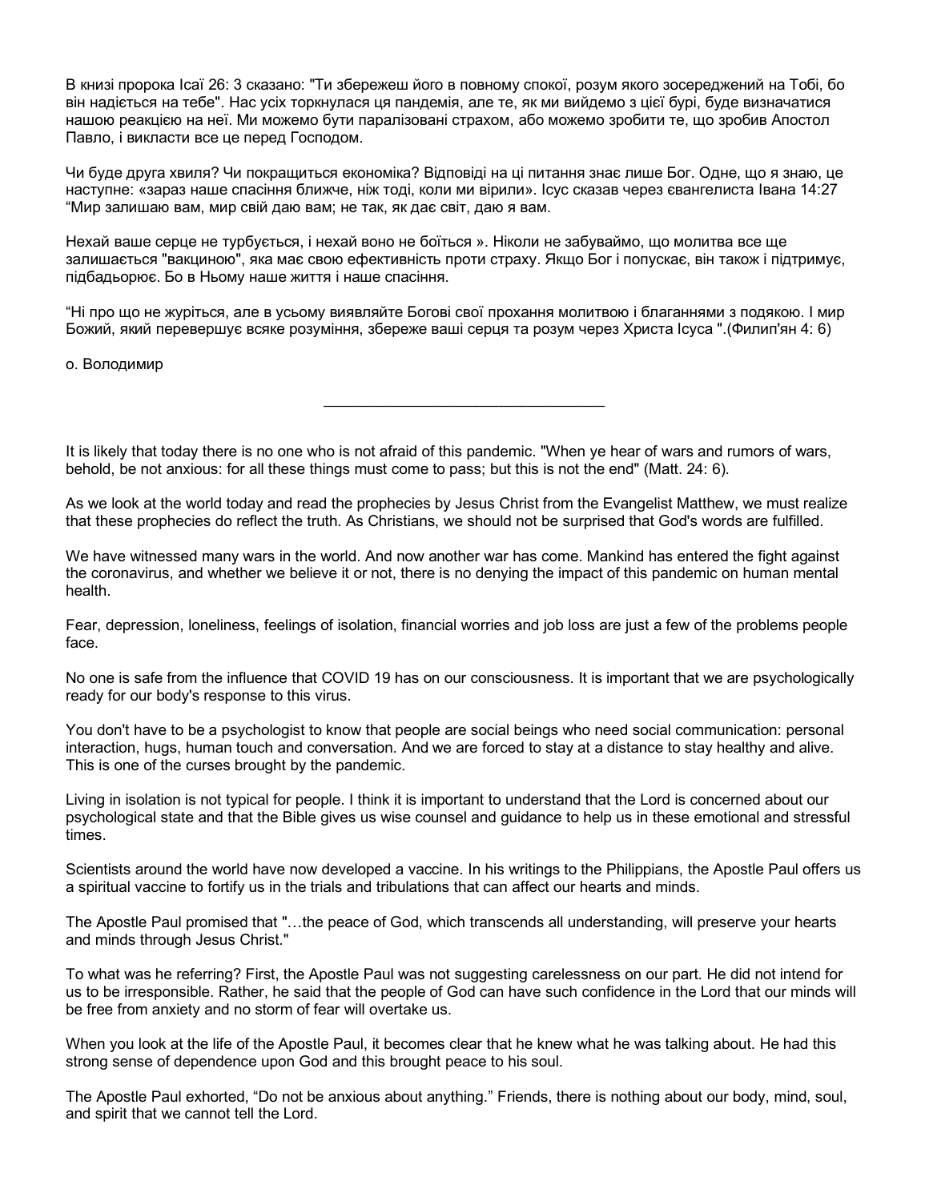В книзі пророка Ісаї 26: 3 сказано: "Ти збережеш його в повному спокої, розум якого зосереджений на Тобі, бо він надіється на тебе". Нас усіх торкнулася ця пандемія, але те, як ми вийдемо з цієї бурі, буде визначатися нашою реакцією на неї. Ми можемо бути паралізовані страхом, або можемо зробити те, що зробив Апостол Павло, і викласти все це перед Господом.

Чи буде друга хвиля? Чи покращиться економіка? Відповіді на ці питання знає лише Бог. Одне, що я знаю, це наступне: «зараз наше спасіння ближче, ніж тоді, коли ми вірили». Ісус сказав через євангелиста Івана 14:27 “Мир залишаю вам, мир свій даю вам; не так, як дає світ, даю я вам.

Нехай ваше серце не турбується, і нехай воно не боїться ». Ніколи не забуваймо, що молитва все ще залишається "вакциною", яка має свою ефективність проти страху. Якщо Бог і попускає, він також і підтримує, підбадьорює. Бо в Ньому наше життя і наше спасіння.

“Ні про що не журіться, але в усьому виявляйте Богові свої прохання молитвою і благаннями з подякою. І мир Божий, який перевершує всяке розуміння, збереже ваші серця та розум через Христа Ісуса ".(Филип'ян 4: 6)

о. Володимир

---

It is likely that today there is no one who is not afraid of this pandemic. "When ye hear of wars and rumors of wars, behold, be not anxious: for all these things must come to pass; but this is not the end" (Matt. 24: 6).

As we look at the world today and read the prophecies by Jesus Christ from the Evangelist Matthew, we must realize that these prophecies do reflect the truth. As Christians, we should not be surprised that God's words are fulfilled.

We have witnessed many wars in the world. And now another war has come. Mankind has entered the fight against the coronavirus, and whether we believe it or not, there is no denying the impact of this pandemic on human mental health.

Fear, depression, loneliness, feelings of isolation, financial worries and job loss are just a few of the problems people face.

No one is safe from the influence that COVID 19 has on our consciousness. It is important that we are psychologically ready for our body's response to this virus.

You don't have to be a psychologist to know that people are social beings who need social communication: personal interaction, hugs, human touch and conversation. And we are forced to stay at a distance to stay healthy and alive. This is one of the curses brought by the pandemic.

Living in isolation is not typical for people. I think it is important to understand that the Lord is concerned about our psychological state and that the Bible gives us wise counsel and guidance to help us in these emotional and stressful times.

Scientists around the world have now developed a vaccine. In his writings to the Philippians, the Apostle Paul offers us a spiritual vaccine to fortify us in the trials and tribulations that can affect our hearts and minds.

The Apostle Paul promised that "…the peace of God, which transcends all understanding, will preserve your hearts and minds through Jesus Christ."

To what was he referring? First, the Apostle Paul was not suggesting carelessness on our part. He did not intend for us to be irresponsible. Rather, he said that the people of God can have such confidence in the Lord that our minds will be free from anxiety and no storm of fear will overtake us.

When you look at the life of the Apostle Paul, it becomes clear that he knew what he was talking about. He had this strong sense of dependence upon God and this brought peace to his soul.

The Apostle Paul exhorted, “Do not be anxious about anything.” Friends, there is nothing about our body, mind, soul, and spirit that we cannot tell the Lord.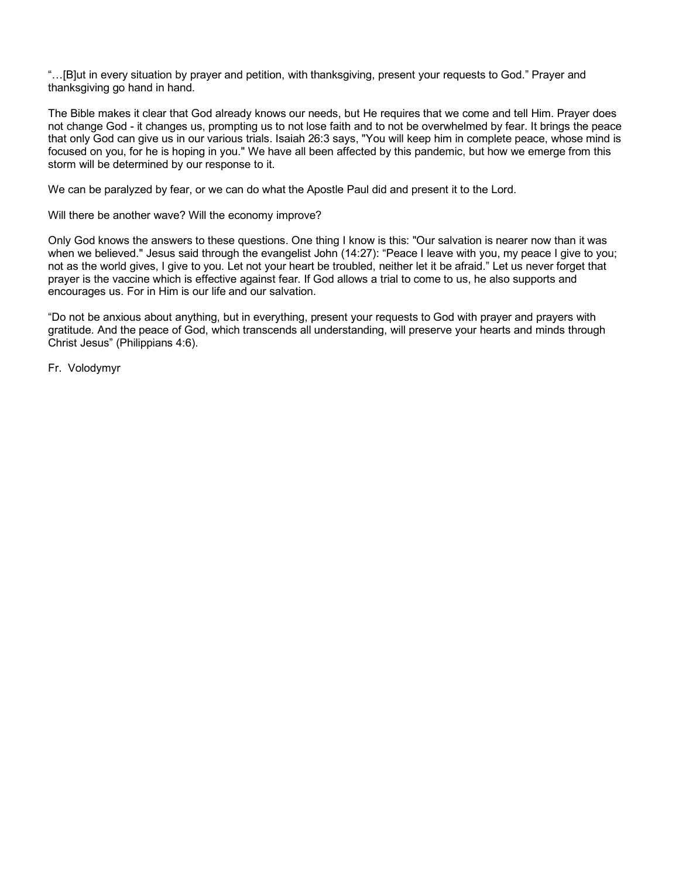"…[B]ut in every situation by prayer and petition, with thanksgiving, present your requests to God." Prayer and thanksgiving go hand in hand.

The Bible makes it clear that God already knows our needs, but He requires that we come and tell Him. Prayer does not change God - it changes us, prompting us to not lose faith and to not be overwhelmed by fear. It brings the peace that only God can give us in our various trials. Isaiah 26:3 says, "You will keep him in complete peace, whose mind is focused on you, for he is hoping in you." We have all been affected by this pandemic, but how we emerge from this storm will be determined by our response to it.

We can be paralyzed by fear, or we can do what the Apostle Paul did and present it to the Lord.

Will there be another wave? Will the economy improve?

Only God knows the answers to these questions. One thing I know is this: "Our salvation is nearer now than it was when we believed." Jesus said through the evangelist John (14:27): "Peace I leave with you, my peace I give to you; not as the world gives, I give to you. Let not your heart be troubled, neither let it be afraid." Let us never forget that prayer is the vaccine which is effective against fear. If God allows a trial to come to us, he also supports and encourages us. For in Him is our life and our salvation.

"Do not be anxious about anything, but in everything, present your requests to God with prayer and prayers with gratitude. And the peace of God, which transcends all understanding, will preserve your hearts and minds through Christ Jesus" (Philippians 4:6).

Fr. Volodymyr